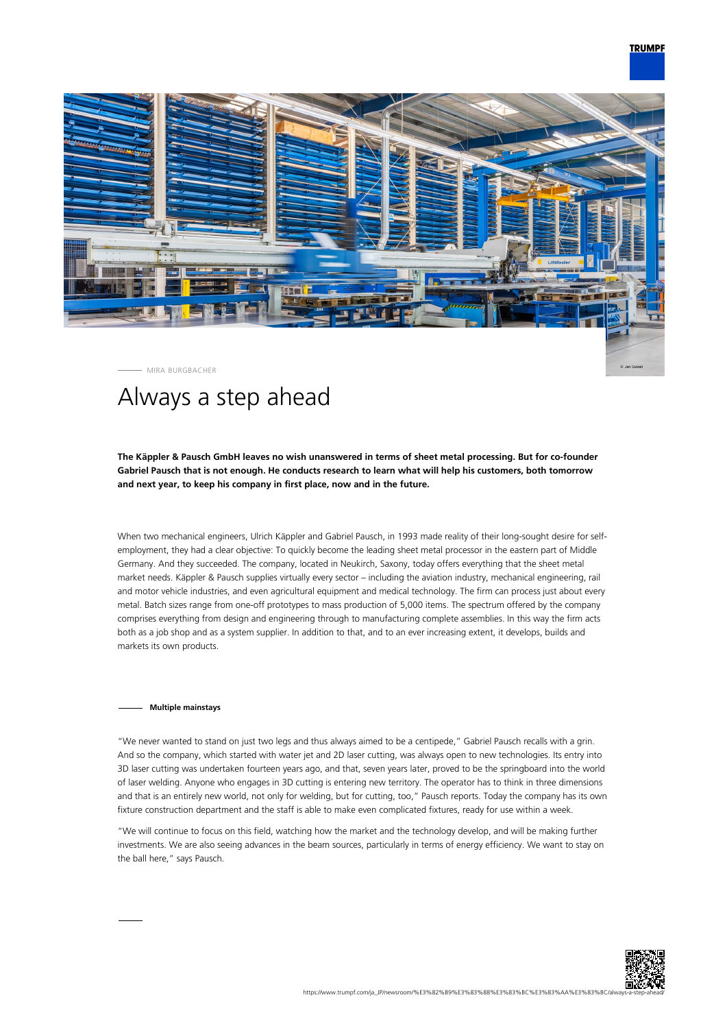MIRA BURGBACHER

# Always a step ahead

**The Käppler & Pausch GmbH leaves no wish unanswered in terms of sheet metal processing. But for co-founder Gabriel Pausch that is not enough. He conducts research to learn what will help his customers, both tomorrow and next year, to keep his company in first place, now and in the future.**

When two mechanical engineers, Ulrich Käppler and Gabriel Pausch, in 1993 made reality of their long-sought desire for self-employment, they had a clear objective: To quickly become the leading sheet metal processor in the eastern part of Middle Germany. And they succeeded. The company, located in Neukirch, Saxony, today offers everything that the sheet metal market needs. Käppler & Pausch supplies virtually every sector – including the aviation industry, mechanical engineering, rail and motor vehicle industries, and even agricultural equipment and medical technology. The firm can process just about every metal. Batch sizes range from one-off prototypes to mass production of 5,000 items. The spectrum offered by the company comprises everything from design and engineering through to manufacturing complete assemblies. In this way the firm acts both as a job shop and as a system supplier. In addition to that, and to an ever increasing extent, it develops, builds and markets its own products.

## Multiple mainstays

"We never wanted to stand on just two legs and thus always aimed to be a centipede," Gabriel Pausch recalls with a grin. And so the company, which started with water jet and 2D laser cutting, was always open to new technologies. Its entry into 3D laser cutting was undertaken fourteen years ago, and that, seven years later, proved to be the springboard into the world of laser welding. Anyone who engages in 3D cutting is entering new territory. The operator has to think in three dimensions and that is an entirely new world, not only for welding, but for cutting, too," Pausch reports. Today the company has its own fixture construction department and the staff is able to make even complicated fixtures, ready for use within a week.

"We will continue to focus on this field, watching how the market and the technology develop, and will be making further investments. We are also seeing advances in the beam sources, particularly in terms of energy efficiency. We want to stay on the ball here," says Pausch.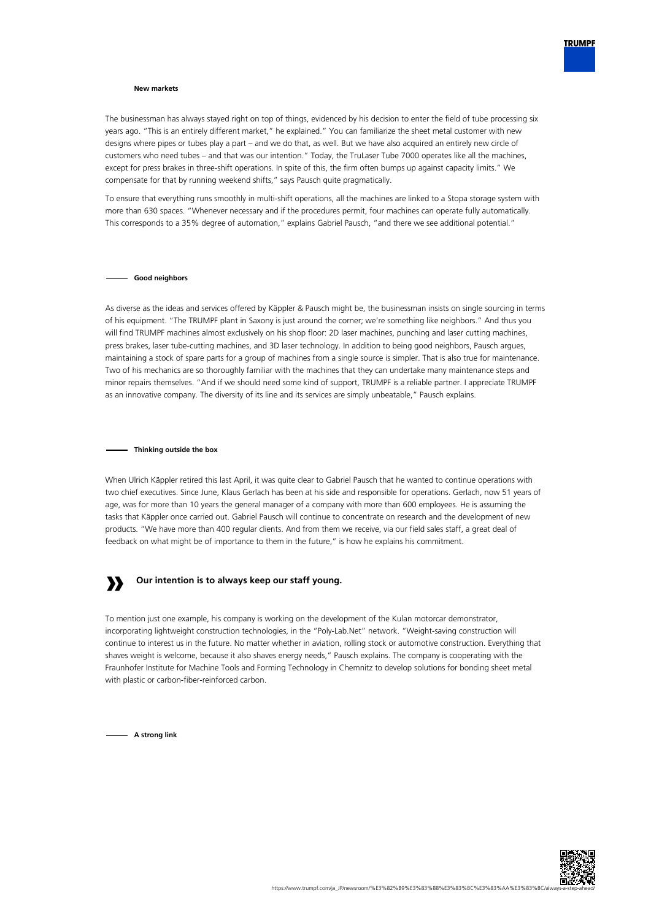### New markets

The businessman has always stayed right on top of things, evidenced by his decision to enter the field of tube processing six years ago. "This is an entirely different market," he explained." You can familiarize the sheet metal customer with new designs where pipes or tubes play a part – and we do that, as well. But we have also acquired an entirely new circle of customers who need tubes – and that was our intention." Today, the TruLaser Tube 7000 operates like all the machines, except for press brakes in three-shift operations. In spite of this, the firm often bumps up against capacity limits." We compensate for that by running weekend shifts," says Pausch quite pragmatically.

To ensure that everything runs smoothly in multi-shift operations, all the machines are linked to a Stopa storage system with more than 630 spaces. "Whenever necessary and if the procedures permit, four machines can operate fully automatically. This corresponds to a 35% degree of automation," explains Gabriel Pausch, "and there we see additional potential."

### Good neighbors

As diverse as the ideas and services offered by Käppler & Pausch might be, the businessman insists on single sourcing in terms of his equipment. "The TRUMPF plant in Saxony is just around the corner; we're something like neighbors." And thus you will find TRUMPF machines almost exclusively on his shop floor: 2D laser machines, punching and laser cutting machines, press brakes, laser tube-cutting machines, and 3D laser technology. In addition to being good neighbors, Pausch argues, maintaining a stock of spare parts for a group of machines from a single source is simpler. That is also true for maintenance. Two of his mechanics are so thoroughly familiar with the machines that they can undertake many maintenance steps and minor repairs themselves. "And if we should need some kind of support, TRUMPF is a reliable partner. I appreciate TRUMPF as an innovative company. The diversity of its line and its services are simply unbeatable," Pausch explains.

### Thinking outside the box

When Ulrich Käppler retired this last April, it was quite clear to Gabriel Pausch that he wanted to continue operations with two chief executives. Since June, Klaus Gerlach has been at his side and responsible for operations. Gerlach, now 51 years of age, was for more than 10 years the general manager of a company with more than 600 employees. He is assuming the tasks that Käppler once carried out. Gabriel Pausch will continue to concentrate on research and the development of new products. "We have more than 400 regular clients. And from them we receive, via our field sales staff, a great deal of feedback on what might be of importance to them in the future," is how he explains his commitment.

> **Our intention is to always keep our staff young.**

To mention just one example, his company is working on the development of the Kulan motorcar demonstrator, incorporating lightweight construction technologies, in the "Poly-Lab.Net" network. "Weight-saving construction will continue to interest us in the future. No matter whether in aviation, rolling stock or automotive construction. Everything that shaves weight is welcome, because it also shaves energy needs," Pausch explains. The company is cooperating with the Fraunhofer Institute for Machine Tools and Forming Technology in Chemnitz to develop solutions for bonding sheet metal with plastic or carbon-fiber-reinforced carbon.

### A strong link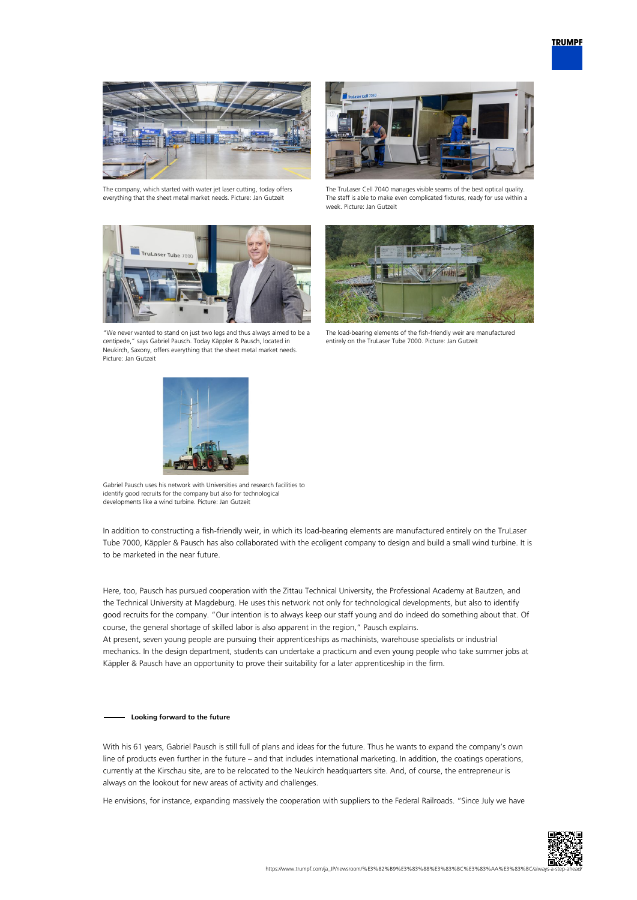The company, which started with water jet laser cutting, today offers everything that the sheet metal market needs. Picture: Jan Gutzeit

The TruLaser Cell 7040 manages visible seams of the best optical quality. The staff is able to make even complicated fixtures, ready for use within a week. Picture: Jan Gutzeit

"We never wanted to stand on just two legs and thus always aimed to be a centipede," says Gabriel Pausch. Today Käppler & Pausch, located in Neukirch, Saxony, offers everything that the sheet metal market needs. Picture: Jan Gutzeit

The load-bearing elements of the fish-friendly weir are manufactured entirely on the TruLaser Tube 7000. Picture: Jan Gutzeit

Gabriel Pausch uses his network with Universities and research facilities to identify good recruits for the company but also for technological developments like a wind turbine. Picture: Jan Gutzeit

In addition to constructing a fish-friendly weir, in which its load-bearing elements are manufactured entirely on the TruLaser Tube 7000, Käppler & Pausch has also collaborated with the ecoligent company to design and build a small wind turbine. It is to be marketed in the near future.

Here, too, Pausch has pursued cooperation with the Zittau Technical University, the Professional Academy at Bautzen, and the Technical University at Magdeburg. He uses this network not only for technological developments, but also to identify good recruits for the company. "Our intention is to always keep our staff young and do indeed do something about that. Of course, the general shortage of skilled labor is also apparent in the region," Pausch explains.
At present, seven young people are pursuing their apprenticeships as machinists, warehouse specialists or industrial mechanics. In the design department, students can undertake a practicum and even young people who take summer jobs at Käppler & Pausch have an opportunity to prove their suitability for a later apprenticeship in the firm.

## Looking forward to the future

With his 61 years, Gabriel Pausch is still full of plans and ideas for the future. Thus he wants to expand the company's own line of products even further in the future – and that includes international marketing. In addition, the coatings operations, currently at the Kirschau site, are to be relocated to the Neukirch headquarters site. And, of course, the entrepreneur is always on the lookout for new areas of activity and challenges.

He envisions, for instance, expanding massively the cooperation with suppliers to the Federal Railroads. "Since July we have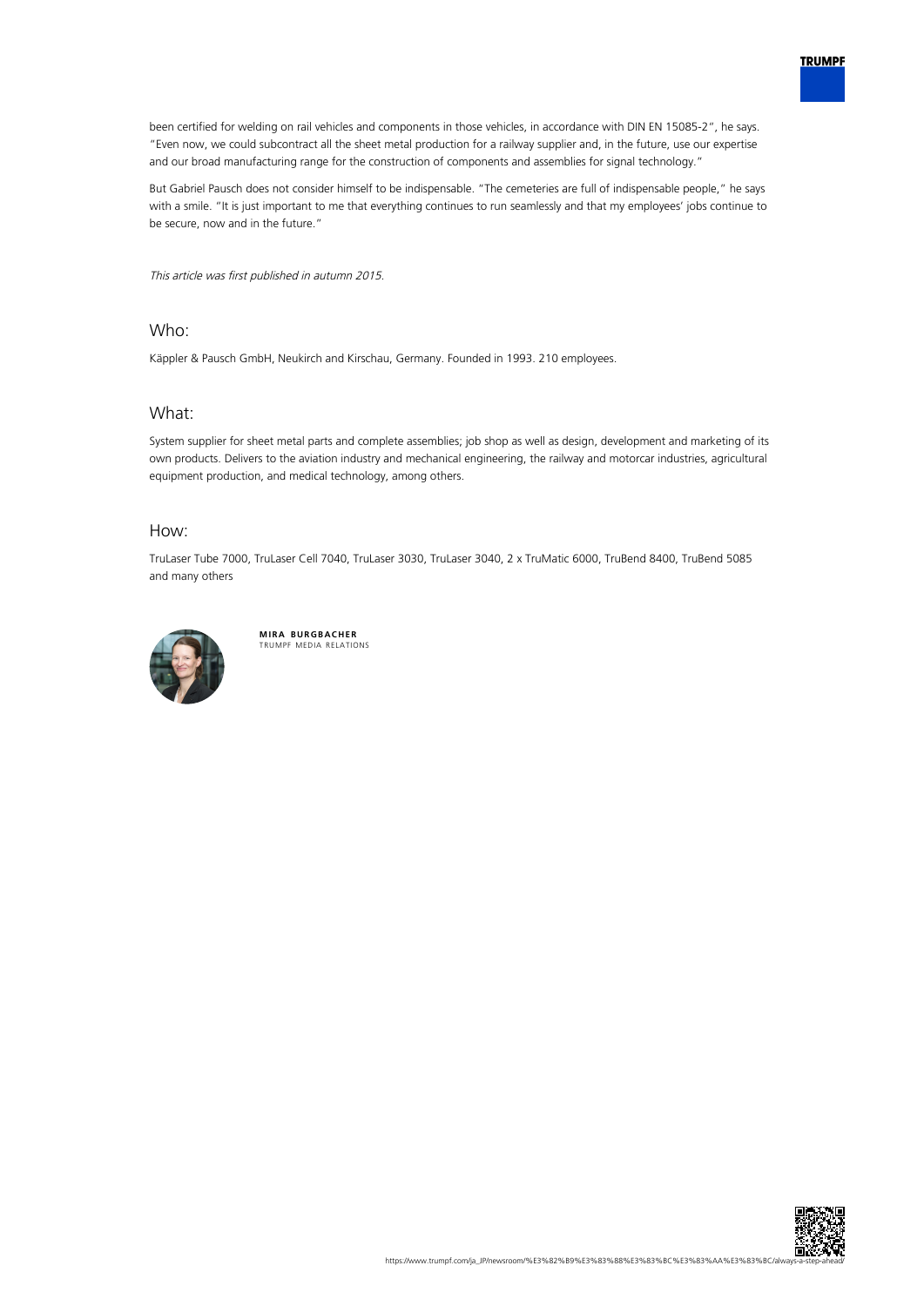been certified for welding on rail vehicles and components in those vehicles, in accordance with DIN EN 15085-2", he says. "Even now, we could subcontract all the sheet metal production for a railway supplier and, in the future, use our expertise and our broad manufacturing range for the construction of components and assemblies for signal technology."

But Gabriel Pausch does not consider himself to be indispensable. "The cemeteries are full of indispensable people," he says with a smile. "It is just important to me that everything continues to run seamlessly and that my employees' jobs continue to be secure, now and in the future."

*This article was first published in autumn 2015.*

## Who:

Käppler & Pausch GmbH, Neukirch and Kirschau, Germany. Founded in 1993. 210 employees.

## What:

System supplier for sheet metal parts and complete assemblies; job shop as well as design, development and marketing of its own products. Delivers to the aviation industry and mechanical engineering, the railway and motorcar industries, agricultural equipment production, and medical technology, among others.

## How:

TruLaser Tube 7000, TruLaser Cell 7040, TruLaser 3030, TruLaser 3040, 2 x TruMatic 6000, TruBend 8400, TruBend 5085 and many others

**MIRA BURGBACHER**
TRUMPF MEDIA RELATIONS